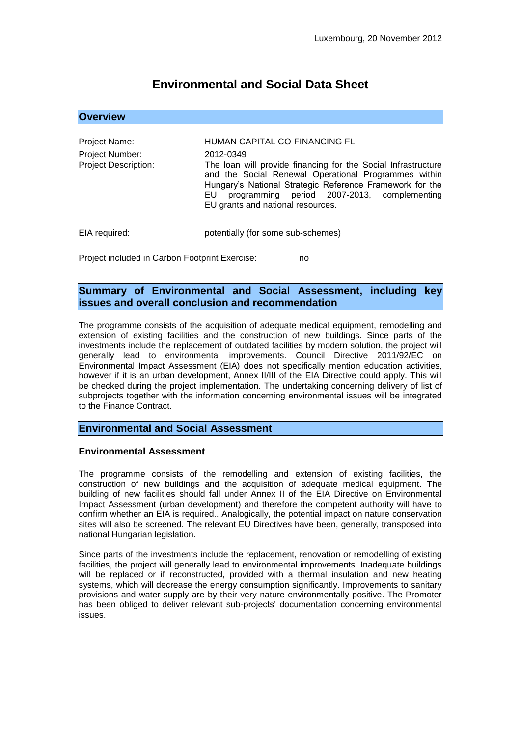Luxembourg, 20 November 2012

# Environmental and Social Data Sheet

## Overview

| | |
|---|---|
| Project Name: | HUMAN CAPITAL CO-FINANCING FL |
| Project Number: | 2012-0349 |
| Project Description: | The loan will provide financing for the Social Infrastructure and the Social Renewal Operational Programmes within Hungary's National Strategic Reference Framework for the EU programming period 2007-2013, complementing EU grants and national resources. |
| EIA required: | potentially (for some sub-schemes) |

Project included in Carbon Footprint Exercise: no

## Summary of Environmental and Social Assessment, including key issues and overall conclusion and recommendation

The programme consists of the acquisition of adequate medical equipment, remodelling and extension of existing facilities and the construction of new buildings. Since parts of the investments include the replacement of outdated facilities by modern solution, the project will generally lead to environmental improvements. Council Directive 2011/92/EC on Environmental Impact Assessment (EIA) does not specifically mention education activities, however if it is an urban development, Annex II/III of the EIA Directive could apply. This will be checked during the project implementation. The undertaking concerning delivery of list of subprojects together with the information concerning environmental issues will be integrated to the Finance Contract.

## Environmental and Social Assessment

### Environmental Assessment

The programme consists of the remodelling and extension of existing facilities, the construction of new buildings and the acquisition of adequate medical equipment. The building of new facilities should fall under Annex II of the EIA Directive on Environmental Impact Assessment (urban development) and therefore the competent authority will have to confirm whether an EIA is required.. Analogically, the potential impact on nature conservation sites will also be screened. The relevant EU Directives have been, generally, transposed into national Hungarian legislation.

Since parts of the investments include the replacement, renovation or remodelling of existing facilities, the project will generally lead to environmental improvements. Inadequate buildings will be replaced or if reconstructed, provided with a thermal insulation and new heating systems, which will decrease the energy consumption significantly. Improvements to sanitary provisions and water supply are by their very nature environmentally positive. The Promoter has been obliged to deliver relevant sub-projects' documentation concerning environmental issues.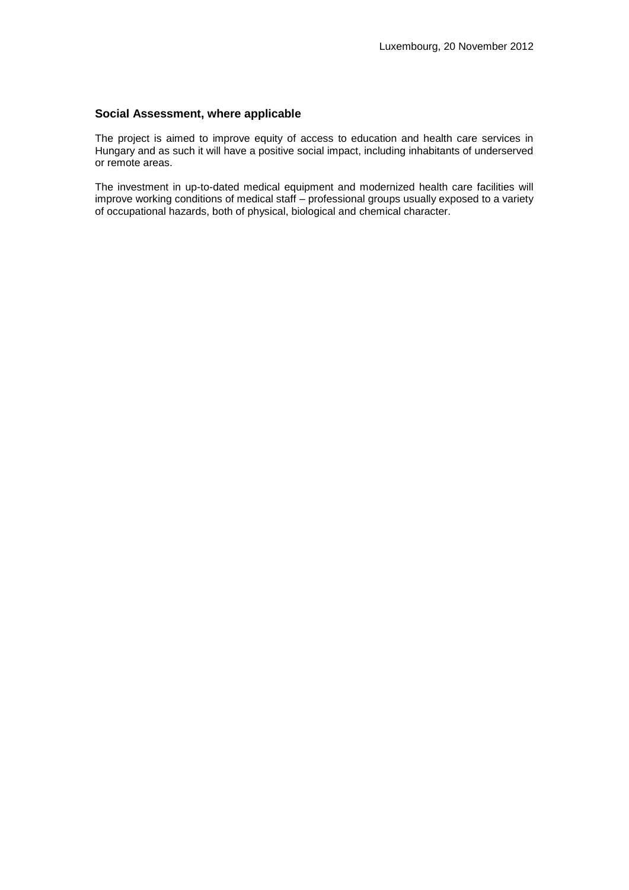Luxembourg, 20 November 2012

### Social Assessment, where applicable

The project is aimed to improve equity of access to education and health care services in Hungary and as such it will have a positive social impact, including inhabitants of underserved or remote areas.

The investment in up-to-dated medical equipment and modernized health care facilities will improve working conditions of medical staff – professional groups usually exposed to a variety of occupational hazards, both of physical, biological and chemical character.